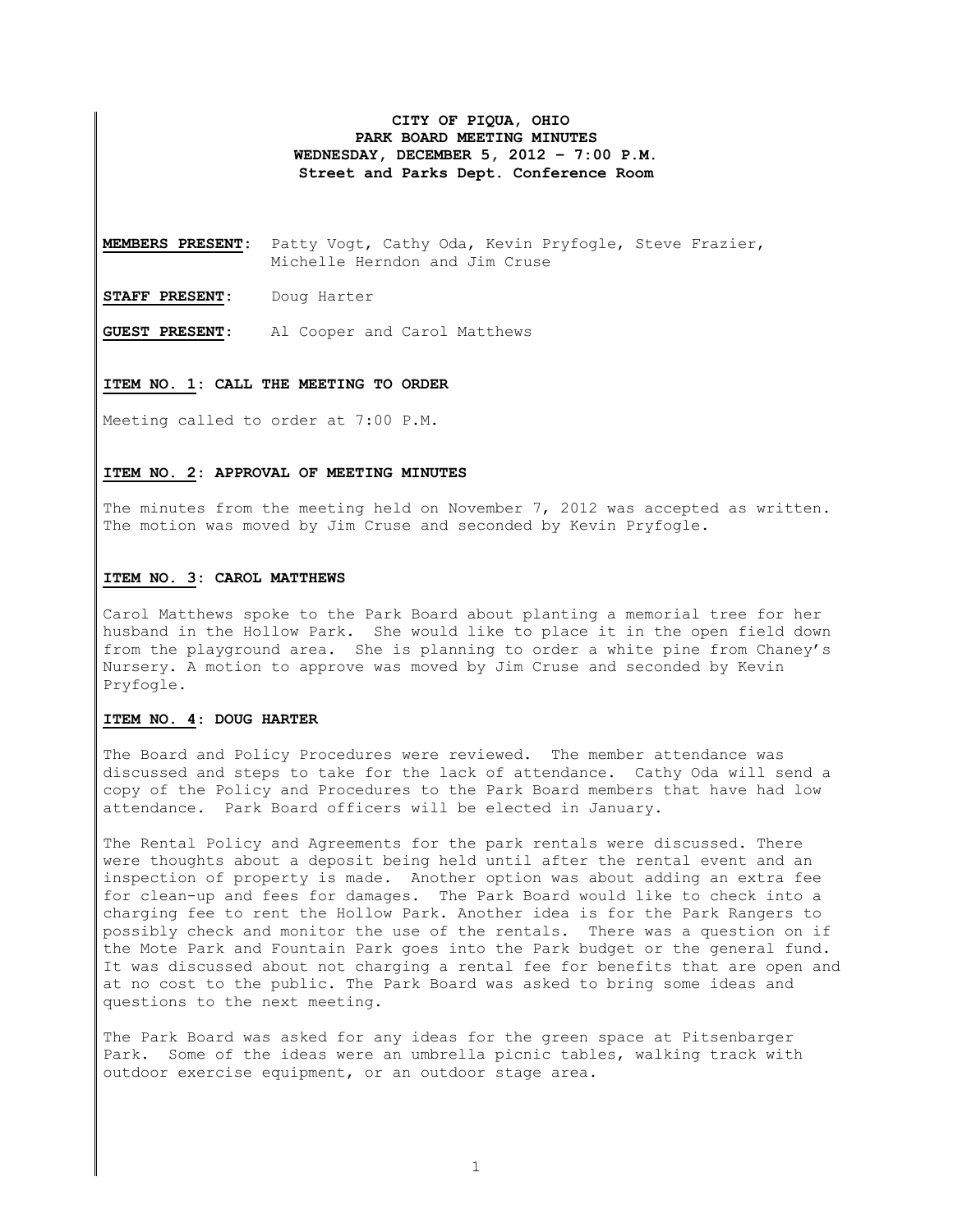**CITY OF PIQUA, OHIO**
**PARK BOARD MEETING MINUTES**
**WEDNESDAY, DECEMBER 5, 2012 – 7:00 P.M.**
**Street and Parks Dept. Conference Room**

**MEMBERS PRESENT:** Patty Vogt, Cathy Oda, Kevin Pryfogle, Steve Frazier, Michelle Herndon and Jim Cruse

**STAFF PRESENT:** Doug Harter

**GUEST PRESENT:** Al Cooper and Carol Matthews

**ITEM NO. 1: CALL THE MEETING TO ORDER**

Meeting called to order at 7:00 P.M.

**ITEM NO. 2: APPROVAL OF MEETING MINUTES**

The minutes from the meeting held on November 7, 2012 was accepted as written. The motion was moved by Jim Cruse and seconded by Kevin Pryfogle.

**ITEM NO. 3: CAROL MATTHEWS**

Carol Matthews spoke to the Park Board about planting a memorial tree for her husband in the Hollow Park. She would like to place it in the open field down from the playground area. She is planning to order a white pine from Chaney's Nursery. A motion to approve was moved by Jim Cruse and seconded by Kevin Pryfogle.

**ITEM NO. 4: DOUG HARTER**

The Board and Policy Procedures were reviewed. The member attendance was discussed and steps to take for the lack of attendance. Cathy Oda will send a copy of the Policy and Procedures to the Park Board members that have had low attendance. Park Board officers will be elected in January.

The Rental Policy and Agreements for the park rentals were discussed. There were thoughts about a deposit being held until after the rental event and an inspection of property is made. Another option was about adding an extra fee for clean-up and fees for damages. The Park Board would like to check into a charging fee to rent the Hollow Park. Another idea is for the Park Rangers to possibly check and monitor the use of the rentals. There was a question on if the Mote Park and Fountain Park goes into the Park budget or the general fund. It was discussed about not charging a rental fee for benefits that are open and at no cost to the public. The Park Board was asked to bring some ideas and questions to the next meeting.

The Park Board was asked for any ideas for the green space at Pitsenbarger Park. Some of the ideas were an umbrella picnic tables, walking track with outdoor exercise equipment, or an outdoor stage area.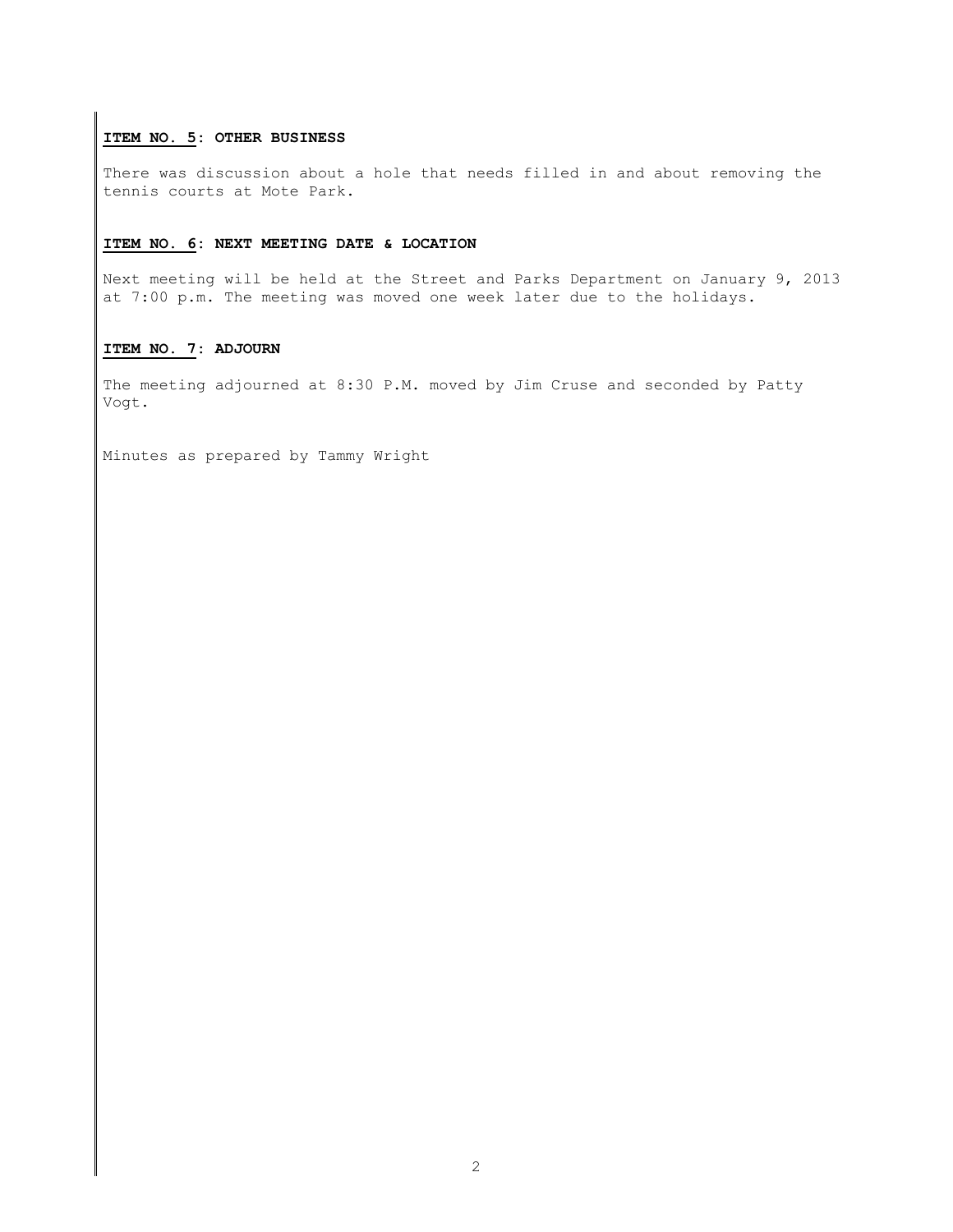**ITEM NO. 5: OTHER BUSINESS**

There was discussion about a hole that needs filled in and about removing the tennis courts at Mote Park.

**ITEM NO. 6: NEXT MEETING DATE & LOCATION**

Next meeting will be held at the Street and Parks Department on January 9, 2013 at 7:00 p.m. The meeting was moved one week later due to the holidays.

**ITEM NO. 7: ADJOURN**

The meeting adjourned at 8:30 P.M. moved by Jim Cruse and seconded by Patty Vogt.

Minutes as prepared by Tammy Wright